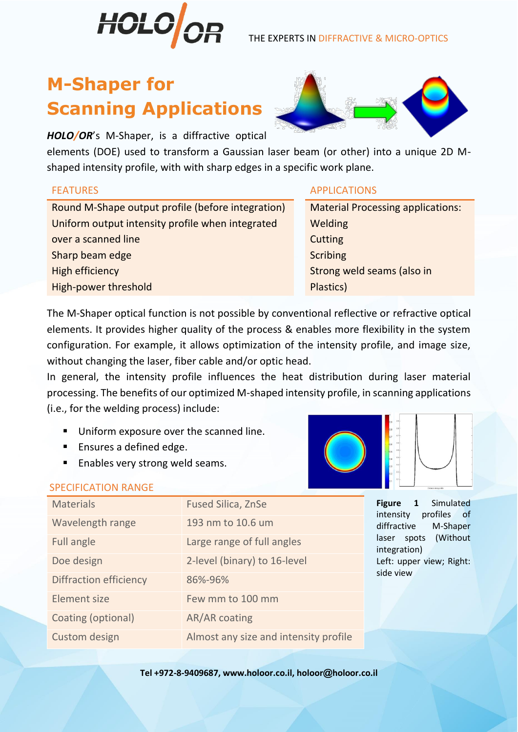HOLO/OR

THE EXPERTS IN DIFFRACTIVE & MICRO-OPTICS

# M-Shaper for Scanning Applications

***HOLO/OR***'s M-Shaper, is a diffractive optical elements (DOE) used to transform a Gaussian laser beam (or other) into a unique 2D M-shaped intensity profile, with with sharp edges in a specific work plane.

| FEATURES | APPLICATIONS |
|---|---|
| Round M-Shape output profile (before integration) | Material Processing applications: |
| Uniform output intensity profile when integrated over a scanned line | Welding |
| Sharp beam edge | Cutting |
| High efficiency | Scribing |
| High-power threshold | Strong weld seams (also in Plastics) |

The M-Shaper optical function is not possible by conventional reflective or refractive optical elements. It provides higher quality of the process & enables more flexibility in the system configuration. For example, it allows optimization of the intensity profile, and image size, without changing the laser, fiber cable and/or optic head.

In general, the intensity profile influences the heat distribution during laser material processing. The benefits of our optimized M-shaped intensity profile, in scanning applications (i.e., for the welding process) include:

- Uniform exposure over the scanned line.
- Ensures a defined edge.
- Enables very strong weld seams.

**Figure 1** Simulated intensity profiles of diffractive M-Shaper laser spots (Without integration)
Left: upper view; Right: side view

## SPECIFICATION RANGE

| | |
|---|---|
| Materials | Fused Silica, ZnSe |
| Wavelength range | 193 nm to 10.6 um |
| Full angle | Large range of full angles |
| Doe design | 2-level (binary) to 16-level |
| Diffraction efficiency | 86%-96% |
| Element size | Few mm to 100 mm |
| Coating (optional) | AR/AR coating |
| Custom design | Almost any size and intensity profile |

**Tel +972-8-9409687, www.holoor.co.il, holoor@holoor.co.il**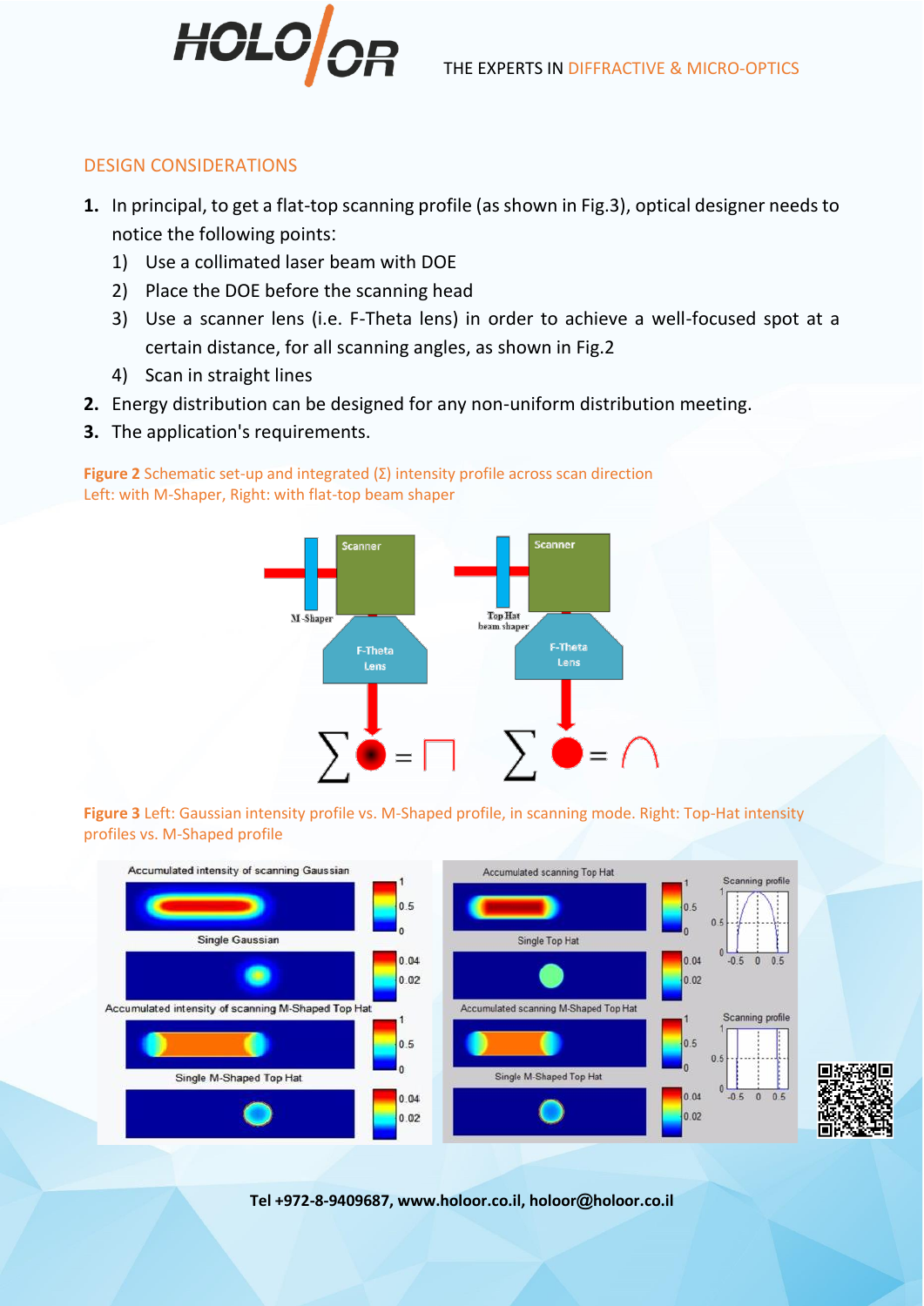## DESIGN CONSIDERATIONS

1. In principal, to get a flat-top scanning profile (as shown in Fig.3), optical designer needs to notice the following points:
   1) Use a collimated laser beam with DOE
   2) Place the DOE before the scanning head
   3) Use a scanner lens (i.e. F-Theta lens) in order to achieve a well-focused spot at a certain distance, for all scanning angles, as shown in Fig.2
   4) Scan in straight lines
2. Energy distribution can be designed for any non-uniform distribution meeting.
3. The application's requirements.

**Figure 2** Schematic set-up and integrated (Σ) intensity profile across scan direction
Left: with M-Shaper, Right: with flat-top beam shaper

Scanner
M-Shaper
F-Theta Lens
Scanner
Top Hat beam shaper
F-Theta Lens

**Figure 3** Left: Gaussian intensity profile vs. M-Shaped profile, in scanning mode. Right: Top-Hat intensity profiles vs. M-Shaped profile

Accumulated intensity of scanning Gaussian
1
0.5
0
Single Gaussian
0.04
0.02
Accumulated intensity of scanning M-Shaped Top Hat
1
0.5
0
Single M-Shaped Top Hat
0.04
0.02

Accumulated scanning Top Hat
1
0.5
0
Single Top Hat
0.04
0.02
Accumulated scanning M-Shaped Top Hat
1
0.5
0
Single M-Shaped Top Hat
0.04
0.02

Scanning profile
1
0.5
0
-0.5 0 0.5

Scanning profile
1
0.5
0
-0.5 0 0.5

**Tel +972-8-9409687, www.holoor.co.il, holoor@holoor.co.il**